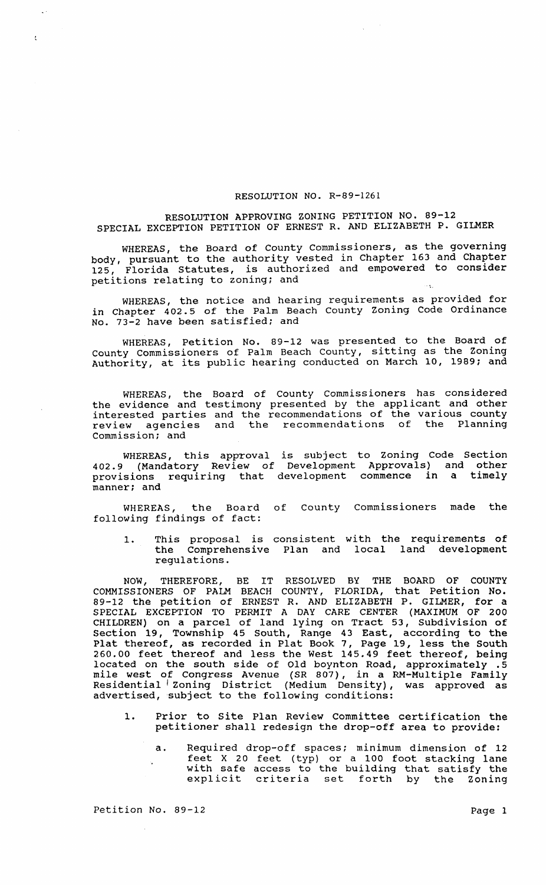# RESOLUTION NO. R-89-1261

## RESOLUTION APPROVING ZONING PETITION NO. 89-12
## SPECIAL EXCEPTION PETITION OF ERNEST R. AND ELIZABETH P. GILMER

WHEREAS, the Board of County Commissioners, as the governing body, pursuant to the authority vested in Chapter 163 and Chapter 125, Florida Statutes, is authorized and empowered to consider petitions relating to zoning; and

WHEREAS, the notice and hearing requirements as provided for in Chapter 402.5 of the Palm Beach County Zoning Code Ordinance No. 73-2 have been satisfied; and

WHEREAS, Petition No. 89-12 was presented to the Board of County Commissioners of Palm Beach County, sitting as the Zoning Authority, at its public hearing conducted on March 10, 1989; and

WHEREAS, the Board of County Commissioners has considered the evidence and testimony presented by the applicant and other interested parties and the recommendations of the various county review agencies and the recommendations of the Planning Commission; and

WHEREAS, this approval is subject to Zoning Code Section 402.9 (Mandatory Review of Development Approvals) and other provisions requiring that development commence in a timely manner; and

WHEREAS, the Board of County Commissioners made the following findings of fact:

1. This proposal is consistent with the requirements of the Comprehensive Plan and local land development regulations.

NOW, THEREFORE, BE IT RESOLVED BY THE BOARD OF COUNTY COMMISSIONERS OF PALM BEACH COUNTY, FLORIDA, that Petition No. 89-12 the petition of ERNEST R. AND ELIZABETH P. GILMER, for a SPECIAL EXCEPTION TO PERMIT A DAY CARE CENTER (MAXIMUM OF 200 CHILDREN) on a parcel of land lying on Tract 53, Subdivision of Section 19, Township 45 South, Range 43 East, according to the Plat thereof, as recorded in Plat Book 7, Page 19, less the South 260.00 feet thereof and less the West 145.49 feet thereof, being located on the south side of Old boynton Road, approximately .5 mile west of Congress Avenue (SR 807), in a RM-Multiple Family Residential Zoning District (Medium Density), was approved as advertised, subject to the following conditions:

1. Prior to Site Plan Review Committee certification the petitioner shall redesign the drop-off area to provide:

   a. Required drop-off spaces; minimum dimension of 12 feet X 20 feet (typ) or a 100 foot stacking lane with safe access to the building that satisfy the explicit criteria set forth by the Zoning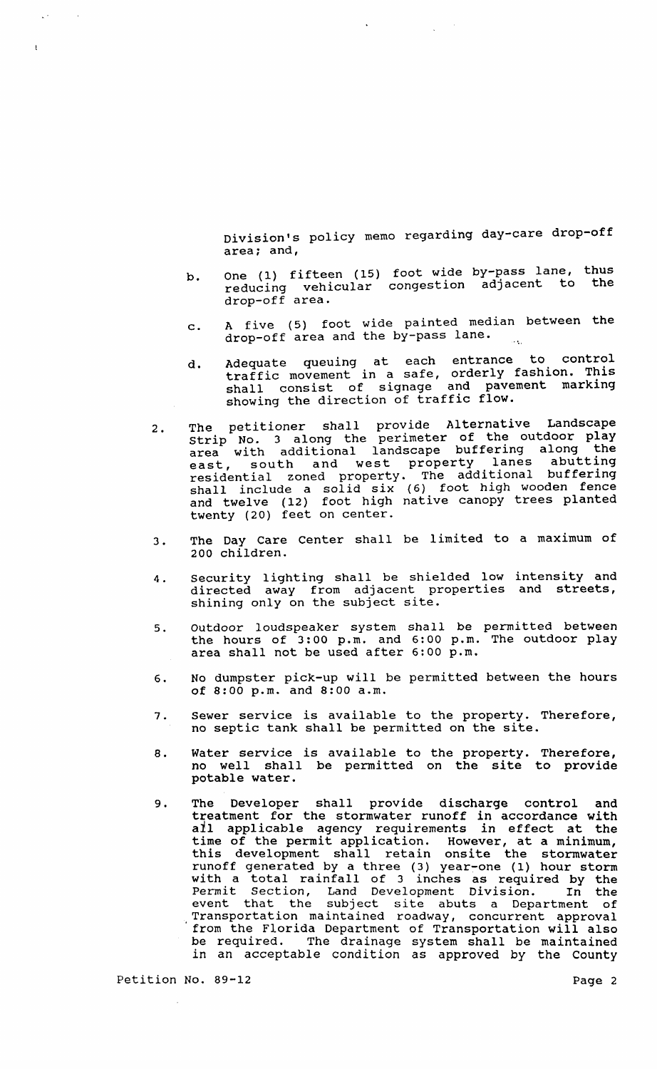Division's policy memo regarding day-care drop-off area; and,

b. One (1) fifteen (15) foot wide by-pass lane, thus reducing vehicular congestion adjacent to the drop-off area.

c. A five (5) foot wide painted median between the drop-off area and the by-pass lane.

d. Adequate queuing at each entrance to control traffic movement in a safe, orderly fashion. This shall consist of signage and pavement marking showing the direction of traffic flow.

2. The petitioner shall provide Alternative Landscape Strip No. 3 along the perimeter of the outdoor play area with additional landscape buffering along the east, south and west property lanes abutting residential zoned property. The additional buffering shall include a solid six (6) foot high wooden fence and twelve (12) foot high native canopy trees planted twenty (20) feet on center.

3. The Day Care Center shall be limited to a maximum of 200 children.

4. Security lighting shall be shielded low intensity and directed away from adjacent properties and streets, shining only on the subject site.

5. Outdoor loudspeaker system shall be permitted between the hours of 3:00 p.m. and 6:00 p.m. The outdoor play area shall not be used after 6:00 p.m.

6. No dumpster pick-up will be permitted between the hours of 8:00 p.m. and 8:00 a.m.

7. Sewer service is available to the property. Therefore, no septic tank shall be permitted on the site.

8. Water service is available to the property. Therefore, no well shall be permitted on the site to provide potable water.

9. The Developer shall provide discharge control and treatment for the stormwater runoff in accordance with all applicable agency requirements in effect at the time of the permit application. However, at a minimum, this development shall retain onsite the stormwater runoff generated by a three (3) year-one (1) hour storm with a total rainfall of 3 inches as required by the Permit Section, Land Development Division. In the event that the subject site abuts a Department of Transportation maintained roadway, concurrent approval from the Florida Department of Transportation will also be required. The drainage system shall be maintained in an acceptable condition as approved by the County

Petition No. 89-12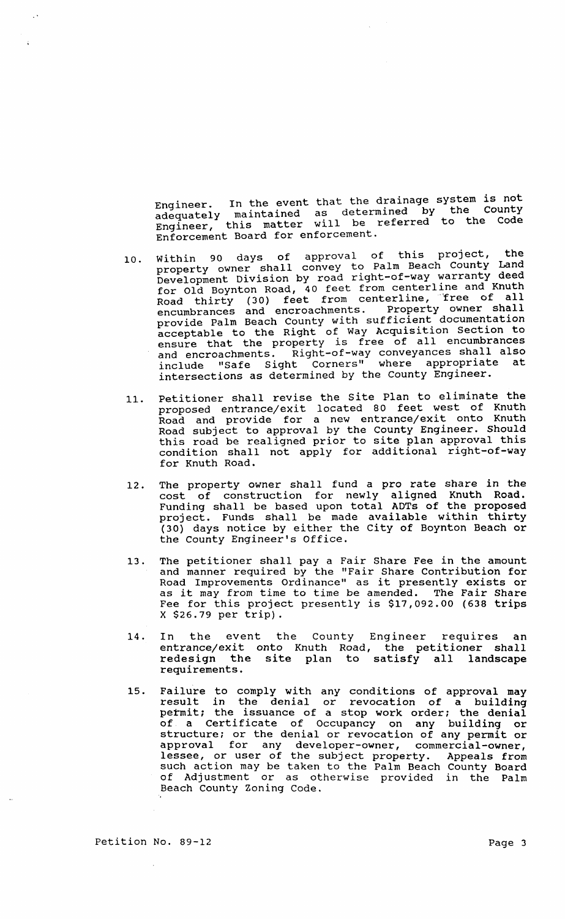Engineer. In the event that the drainage system is not adequately maintained as determined by the County Engineer, this matter will be referred to the Code Enforcement Board for enforcement.

10. Within 90 days of approval of this project, the property owner shall convey to Palm Beach County Land Development Division by road right-of-way warranty deed for Old Boynton Road, 40 feet from centerline and Knuth Road thirty (30) feet from centerline, free of all encumbrances and encroachments. Property owner shall provide Palm Beach County with sufficient documentation acceptable to the Right of Way Acquisition Section to ensure that the property is free of all encumbrances and encroachments. Right-of-way conveyances shall also include "Safe Sight Corners" where appropriate at intersections as determined by the County Engineer.

11. Petitioner shall revise the Site Plan to eliminate the proposed entrance/exit located 80 feet west of Knuth Road and provide for a new entrance/exit onto Knuth Road subject to approval by the County Engineer. Should this road be realigned prior to site plan approval this condition shall not apply for additional right-of-way for Knuth Road.

12. The property owner shall fund a pro rate share in the cost of construction for newly aligned Knuth Road. Funding shall be based upon total ADTs of the proposed project. Funds shall be made available within thirty (30) days notice by either the City of Boynton Beach or the County Engineer's Office.

13. The petitioner shall pay a Fair Share Fee in the amount and manner required by the "Fair Share Contribution for Road Improvements Ordinance" as it presently exists or as it may from time to time be amended. The Fair Share Fee for this project presently is $17,092.00 (638 trips X $26.79 per trip).

14. In the event the County Engineer requires an entrance/exit onto Knuth Road, the petitioner shall redesign the site plan to satisfy all landscape requirements.

15. Failure to comply with any conditions of approval may result in the denial or revocation of a building permit; the issuance of a stop work order; the denial of a Certificate of Occupancy on any building or structure; or the denial or revocation of any permit or approval for any developer-owner, commercial-owner, lessee, or user of the subject property. Appeals from such action may be taken to the Palm Beach County Board of Adjustment or as otherwise provided in the Palm Beach County Zoning Code.

Petition No. 89-12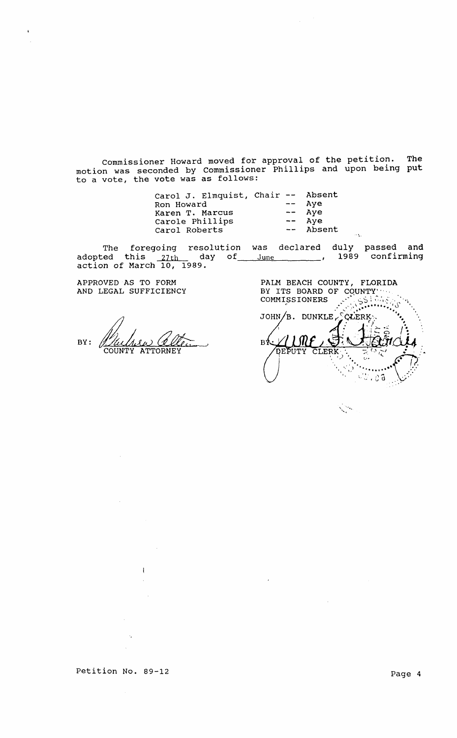Commissioner Howard moved for approval of the petition. The motion was seconded by Commissioner Phillips and upon being put to a vote, the vote was as follows:

| | | |
|---|---|---|
| Carol J. Elmquist, Chair | -- | Absent |
| Ron Howard | -- | Aye |
| Karen T. Marcus | -- | Aye |
| Carole Phillips | -- | Aye |
| Carol Roberts | -- | Absent |

The foregoing resolution was declared duly passed and adopted this 27th day of June, 1989 confirming action of March 10, 1989.

APPROVED AS TO FORM AND LEGAL SUFFICIENCY

BY: ______________________
COUNTY ATTORNEY

PALM BEACH COUNTY, FLORIDA
BY ITS BOARD OF COUNTY COMMISSIONERS

JOHN B. DUNKLE, CLERK

BY: ______________________
DEPUTY CLERK

Petition No. 89-12